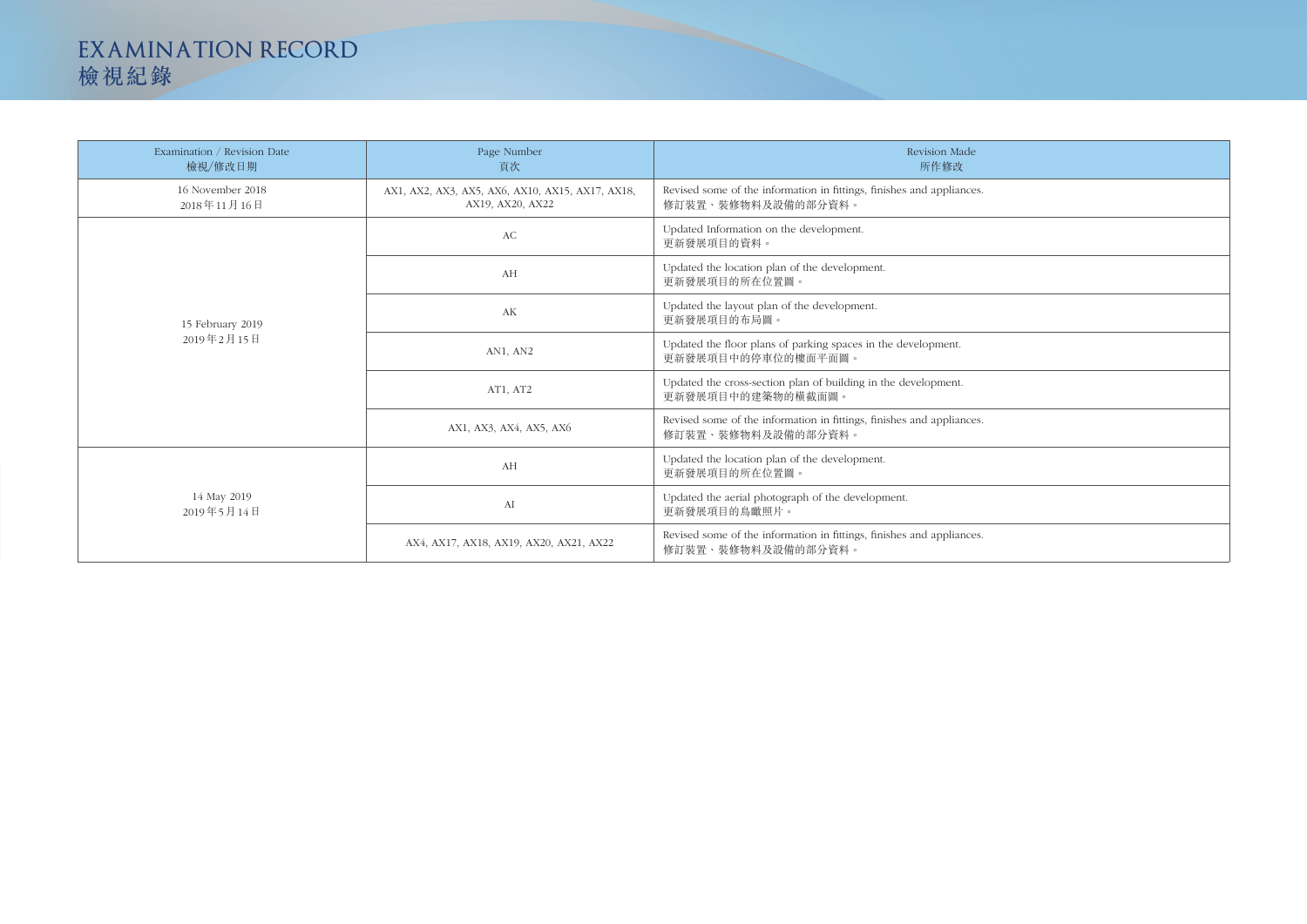# EXAMINATION RECORD
# 檢視紀錄

| Examination / Revision Date<br>檢視/修改日期 | Page Number<br>頁次 | Revision Made<br>所作修改 |
|---|---|---|
| 16 November 2018<br>2018年11月16日 | AX1, AX2, AX3, AX5, AX6, AX10, AX15, AX17, AX18, AX19, AX20, AX22 | Revised some of the information in fittings, finishes and appliances.<br>修訂裝置、裝修物料及設備的部分資料。 |
| 15 February 2019<br>2019年2月15日 | AC | Updated Information on the development.<br>更新發展項目的資料。 |
| | AH | Updated the location plan of the development.<br>更新發展項目的所在位置圖。 |
| | AK | Updated the layout plan of the development.<br>更新發展項目的布局圖。 |
| | AN1, AN2 | Updated the floor plans of parking spaces in the development.<br>更新發展項目中的停車位的樓面平面圖。 |
| | AT1, AT2 | Updated the cross-section plan of building in the development.<br>更新發展項目中的建築物的橫截面圖。 |
| | AX1, AX3, AX4, AX5, AX6 | Revised some of the information in fittings, finishes and appliances.<br>修訂裝置、裝修物料及設備的部分資料。 |
| 14 May 2019<br>2019年5月14日 | AH | Updated the location plan of the development.<br>更新發展項目的所在位置圖。 |
| | AI | Updated the aerial photograph of the development.<br>更新發展項目的鳥瞰照片。 |
| | AX4, AX17, AX18, AX19, AX20, AX21, AX22 | Revised some of the information in fittings, finishes and appliances.<br>修訂裝置、裝修物料及設備的部分資料。 |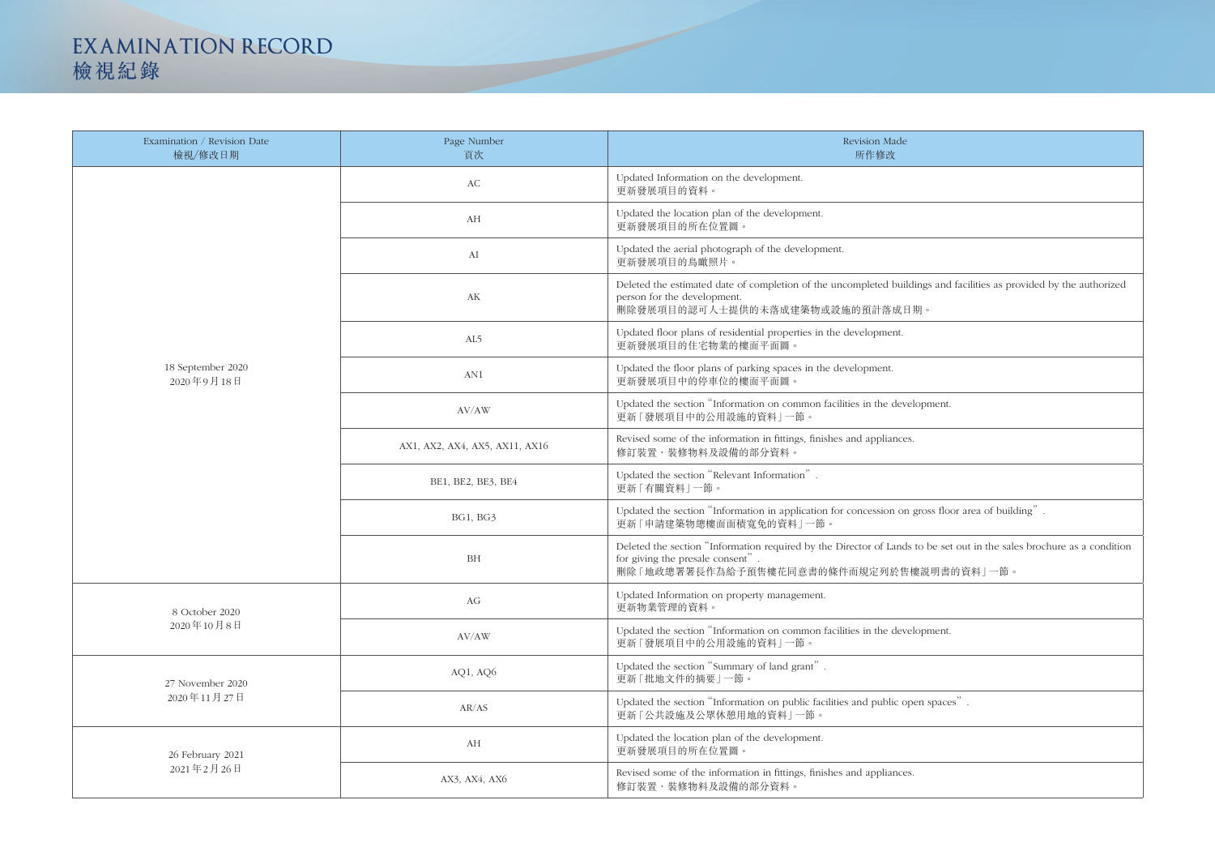# EXAMINATION RECORD
# 檢視紀錄

| Examination / Revision Date<br>檢視/修改日期 | Page Number<br>頁次 | Revision Made<br>所作修改 |
|---|---|---|
| 18 September 2020<br>2020年9月18日 | AC | Updated Information on the development.<br>更新發展項目的資料。 |
| | AH | Updated the location plan of the development.<br>更新發展項目的所在位置圖。 |
| | AI | Updated the aerial photograph of the development.<br>更新發展項目的鳥瞰照片。 |
| | AK | Deleted the estimated date of completion of the uncompleted buildings and facilities as provided by the authorized person for the development.<br>刪除發展項目的認可人士提供的未落成建築物或設施的預計落成日期。 |
| | AL5 | Updated floor plans of residential properties in the development.<br>更新發展項目的住宅物業的樓面平面圖。 |
| | AN1 | Updated the floor plans of parking spaces in the development.<br>更新發展項目中的停車位的樓面平面圖。 |
| | AV/AW | Updated the section "Information on common facilities in the development.<br>更新「發展項目中的公用設施的資料」一節。 |
| | AX1, AX2, AX4, AX5, AX11, AX16 | Revised some of the information in fittings, finishes and appliances.<br>修訂裝置、裝修物料及設備的部分資料。 |
| | BE1, BE2, BE3, BE4 | Updated the section "Relevant Information".<br>更新「有關資料」一節。 |
| | BG1, BG3 | Updated the section "Information in application for concession on gross floor area of building".<br>更新「申請建築物總樓面面積寬免的資料」一節。 |
| | BH | Deleted the section "Information required by the Director of Lands to be set out in the sales brochure as a condition for giving the presale consent".<br>刪除「地政總署署長作為給予預售樓花同意書的條件而規定列於售樓說明書的資料」一節。 |
| 8 October 2020<br>2020年10月8日 | AG | Updated Information on property management.<br>更新物業管理的資料。 |
| | AV/AW | Updated the section "Information on common facilities in the development.<br>更新「發展項目中的公用設施的資料」一節。 |
| 27 November 2020<br>2020年11月27日 | AQ1, AQ6 | Updated the section "Summary of land grant".<br>更新「批地文件的摘要」一節。 |
| | AR/AS | Updated the section "Information on public facilities and public open spaces".<br>更新「公共設施及公眾休憩用地的資料」一節。 |
| 26 February 2021<br>2021年2月26日 | AH | Updated the location plan of the development.<br>更新發展項目的所在位置圖。 |
| | AX3, AX4, AX6 | Revised some of the information in fittings, finishes and appliances.<br>修訂裝置、裝修物料及設備的部分資料。 |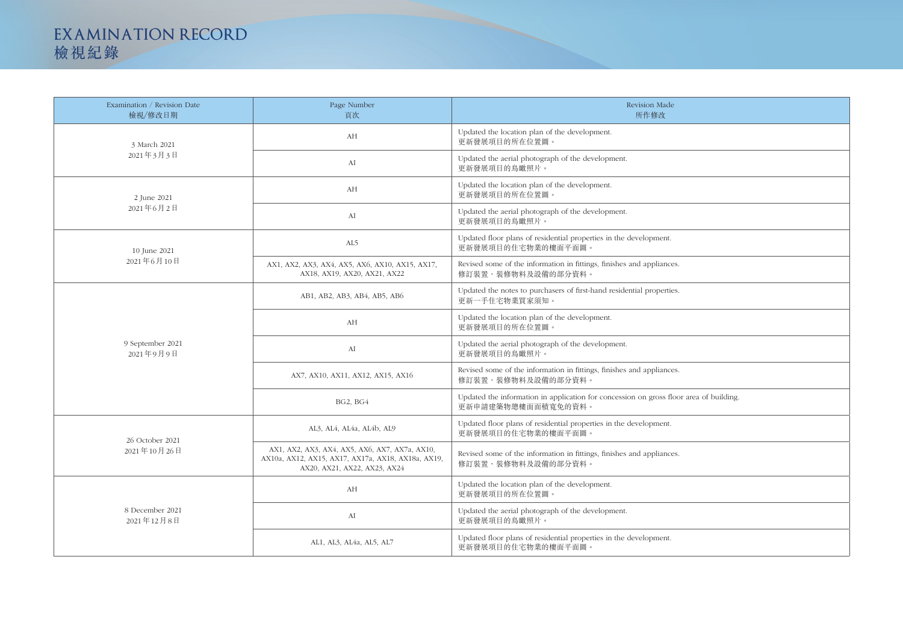# EXAMINATION RECORD
# 檢視紀錄

| Examination / Revision Date<br>檢視/修改日期 | Page Number<br>頁次 | Revision Made<br>所作修改 |
|---|---|---|
| 3 March 2021<br>2021年3月3日 | AH | Updated the location plan of the development.<br>更新發展項目的所在位置圖。 |
| | AI | Updated the aerial photograph of the development.<br>更新發展項目的鳥瞰照片。 |
| 2 June 2021<br>2021年6月2日 | AH | Updated the location plan of the development.<br>更新發展項目的所在位置圖。 |
| | AI | Updated the aerial photograph of the development.<br>更新發展項目的鳥瞰照片。 |
| 10 June 2021<br>2021年6月10日 | AL5 | Updated floor plans of residential properties in the development.<br>更新發展項目的住宅物業的樓面平面圖。 |
| | AX1, AX2, AX3, AX4, AX5, AX6, AX10, AX15, AX17, AX18, AX19, AX20, AX21, AX22 | Revised some of the information in fittings, finishes and appliances.<br>修訂裝置、裝修物料及設備的部分資料。 |
| 9 September 2021<br>2021年9月9日 | AB1, AB2, AB3, AB4, AB5, AB6 | Updated the notes to purchasers of first-hand residential properties.<br>更新一手住宅物業買家須知。 |
| | AH | Updated the location plan of the development.<br>更新發展項目的所在位置圖。 |
| | AI | Updated the aerial photograph of the development.<br>更新發展項目的鳥瞰照片。 |
| | AX7, AX10, AX11, AX12, AX15, AX16 | Revised some of the information in fittings, finishes and appliances.<br>修訂裝置、裝修物料及設備的部分資料。 |
| | BG2, BG4 | Updated the information in application for concession on gross floor area of building.<br>更新申請建築物總樓面面積寬免的資料。 |
| 26 October 2021<br>2021年10月26日 | AL3, AL4, AL4a, AL4b, AL9 | Updated floor plans of residential properties in the development.<br>更新發展項目的住宅物業的樓面平面圖。 |
| | AX1, AX2, AX3, AX4, AX5, AX6, AX7, AX7a, AX10, AX10a, AX12, AX15, AX17, AX17a, AX18, AX18a, AX19, AX20, AX21, AX22, AX23, AX24 | Revised some of the information in fittings, finishes and appliances.<br>修訂裝置、裝修物料及設備的部分資料。 |
| 8 December 2021<br>2021年12月8日 | AH | Updated the location plan of the development.<br>更新發展項目的所在位置圖。 |
| | AI | Updated the aerial photograph of the development.<br>更新發展項目的鳥瞰照片。 |
| | AL1, AL3, AL4a, AL5, AL7 | Updated floor plans of residential properties in the development.<br>更新發展項目的住宅物業的樓面平面圖。 |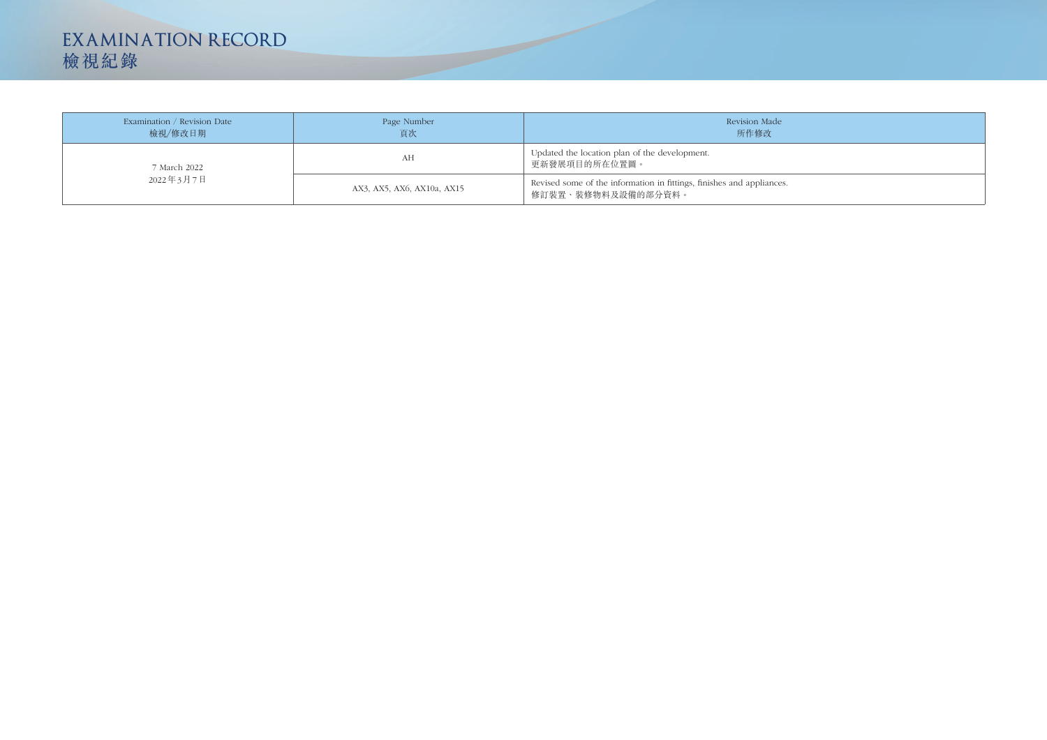# EXAMINATION RECORD
# 檢視紀錄

| Examination / Revision Date<br>檢視/修改日期 | Page Number<br>頁次 | Revision Made<br>所作修改 |
|---|---|---|
| 7 March 2022<br>2022年3月7日 | AH | Updated the location plan of the development.<br>更新發展項目的所在位置圖。 |
| | AX3, AX5, AX6, AX10a, AX15 | Revised some of the information in fittings, finishes and appliances.<br>修訂裝置、裝修物料及設備的部分資料。 |